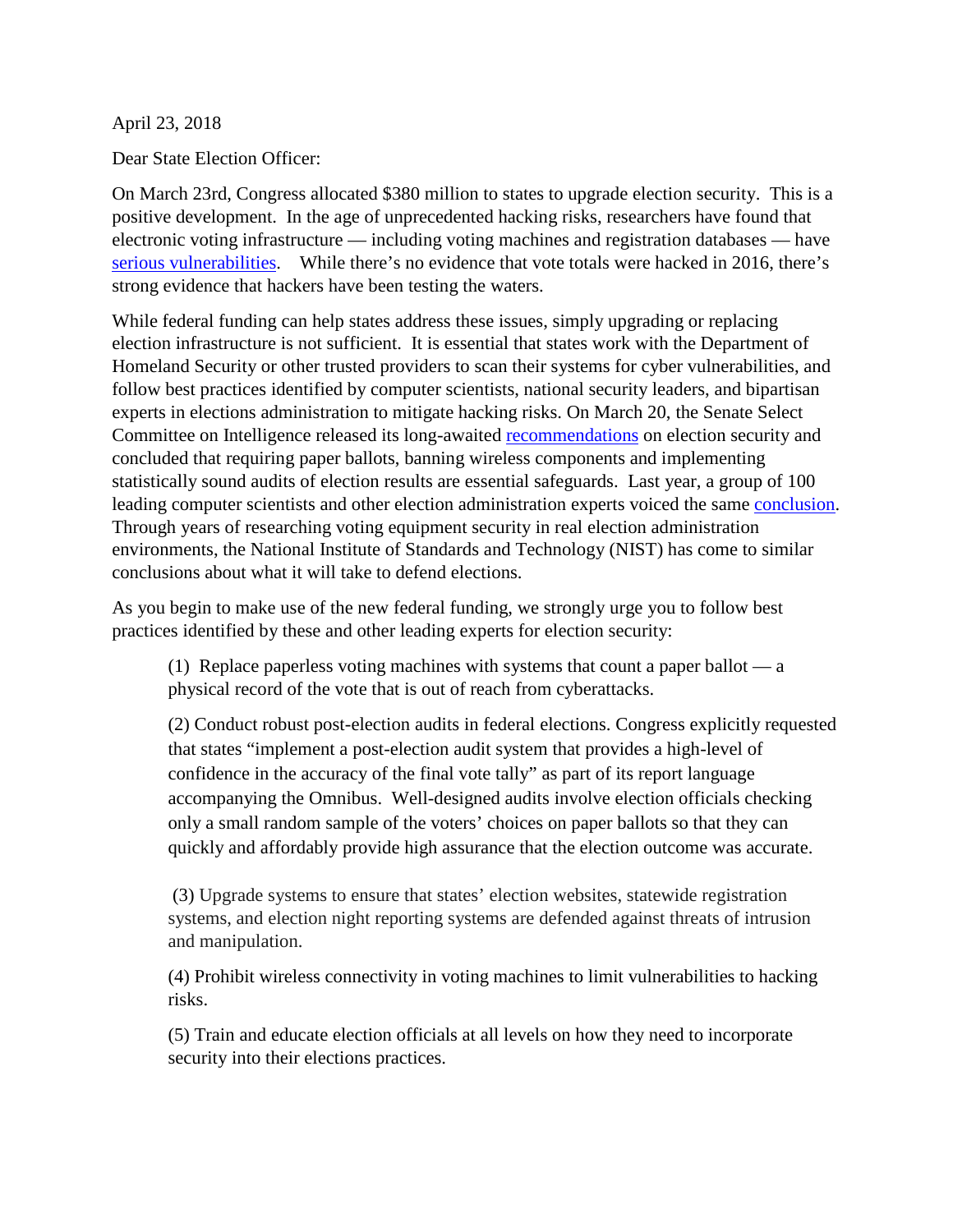April 23, 2018

Dear State Election Officer:

On March 23rd, Congress allocated $380 million to states to upgrade election security. This is a positive development. In the age of unprecedented hacking risks, researchers have found that electronic voting infrastructure — including voting machines and registration databases — have serious vulnerabilities. While there's no evidence that vote totals were hacked in 2016, there's strong evidence that hackers have been testing the waters.

While federal funding can help states address these issues, simply upgrading or replacing election infrastructure is not sufficient. It is essential that states work with the Department of Homeland Security or other trusted providers to scan their systems for cyber vulnerabilities, and follow best practices identified by computer scientists, national security leaders, and bipartisan experts in elections administration to mitigate hacking risks. On March 20, the Senate Select Committee on Intelligence released its long-awaited recommendations on election security and concluded that requiring paper ballots, banning wireless components and implementing statistically sound audits of election results are essential safeguards. Last year, a group of 100 leading computer scientists and other election administration experts voiced the same conclusion. Through years of researching voting equipment security in real election administration environments, the National Institute of Standards and Technology (NIST) has come to similar conclusions about what it will take to defend elections.

As you begin to make use of the new federal funding, we strongly urge you to follow best practices identified by these and other leading experts for election security:

> (1) Replace paperless voting machines with systems that count a paper ballot — a physical record of the vote that is out of reach from cyberattacks.
>
> (2) Conduct robust post-election audits in federal elections. Congress explicitly requested that states "implement a post-election audit system that provides a high-level of confidence in the accuracy of the final vote tally" as part of its report language accompanying the Omnibus. Well-designed audits involve election officials checking only a small random sample of the voters' choices on paper ballots so that they can quickly and affordably provide high assurance that the election outcome was accurate.
>
> (3) Upgrade systems to ensure that states' election websites, statewide registration systems, and election night reporting systems are defended against threats of intrusion and manipulation.
>
> (4) Prohibit wireless connectivity in voting machines to limit vulnerabilities to hacking risks.
>
> (5) Train and educate election officials at all levels on how they need to incorporate security into their elections practices.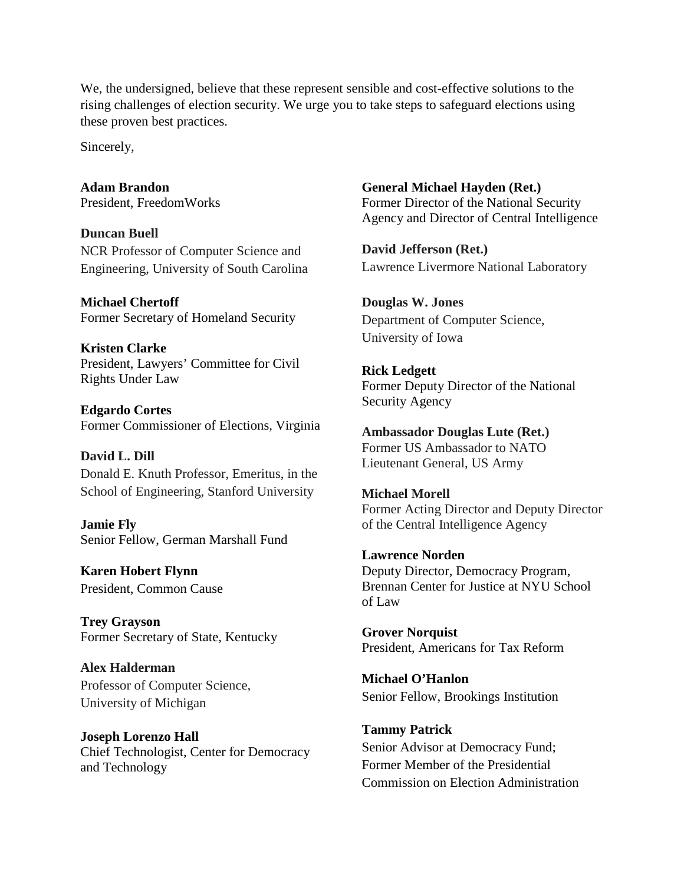We, the undersigned, believe that these represent sensible and cost-effective solutions to the rising challenges of election security. We urge you to take steps to safeguard elections using these proven best practices.

Sincerely,

**Adam Brandon**
President, FreedomWorks

**Duncan Buell**
NCR Professor of Computer Science and Engineering, University of South Carolina

**Michael Chertoff**
Former Secretary of Homeland Security

**Kristen Clarke**
President, Lawyers' Committee for Civil Rights Under Law

**Edgardo Cortes**
Former Commissioner of Elections, Virginia

**David L. Dill**
Donald E. Knuth Professor, Emeritus, in the School of Engineering, Stanford University

**Jamie Fly**
Senior Fellow, German Marshall Fund

**Karen Hobert Flynn**
President, Common Cause

**Trey Grayson**
Former Secretary of State, Kentucky

**Alex Halderman**
Professor of Computer Science, University of Michigan

**Joseph Lorenzo Hall**
Chief Technologist, Center for Democracy and Technology

**General Michael Hayden (Ret.)**
Former Director of the National Security Agency and Director of Central Intelligence

**David Jefferson (Ret.)**
Lawrence Livermore National Laboratory

**Douglas W. Jones**
Department of Computer Science, University of Iowa

**Rick Ledgett**
Former Deputy Director of the National Security Agency

**Ambassador Douglas Lute (Ret.)**
Former US Ambassador to NATO
Lieutenant General, US Army

**Michael Morell**
Former Acting Director and Deputy Director of the Central Intelligence Agency

**Lawrence Norden**
Deputy Director, Democracy Program, Brennan Center for Justice at NYU School of Law

**Grover Norquist**
President, Americans for Tax Reform

**Michael O'Hanlon**
Senior Fellow, Brookings Institution

**Tammy Patrick**
Senior Advisor at Democracy Fund;
Former Member of the Presidential Commission on Election Administration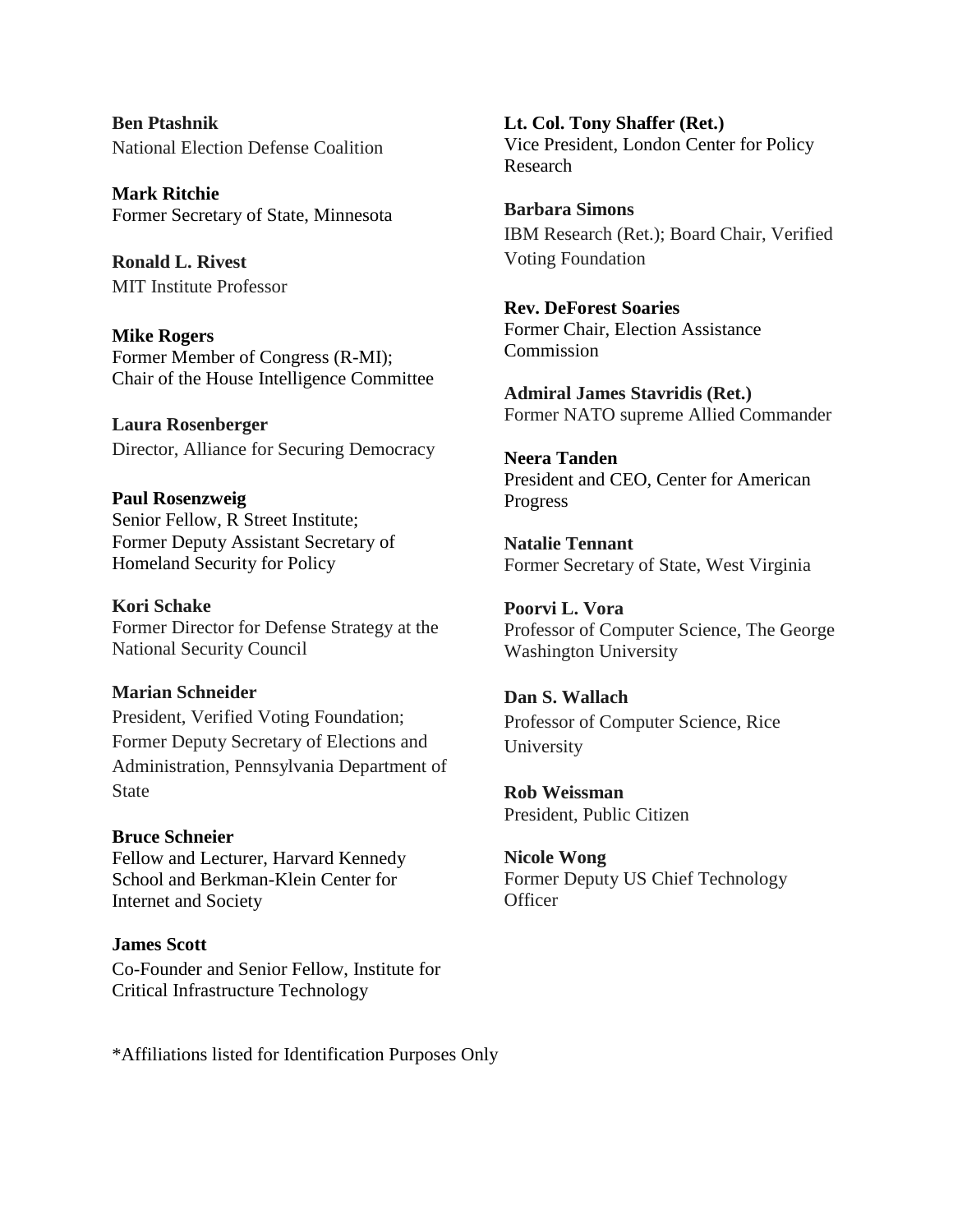**Ben Ptashnik**
National Election Defense Coalition

**Mark Ritchie**
Former Secretary of State, Minnesota

**Ronald L. Rivest**
MIT Institute Professor

**Mike Rogers**
Former Member of Congress (R-MI); Chair of the House Intelligence Committee

**Laura Rosenberger**
Director, Alliance for Securing Democracy

**Paul Rosenzweig**
Senior Fellow, R Street Institute; Former Deputy Assistant Secretary of Homeland Security for Policy

**Kori Schake**
Former Director for Defense Strategy at the National Security Council

**Marian Schneider**
President, Verified Voting Foundation; Former Deputy Secretary of Elections and Administration, Pennsylvania Department of State

**Bruce Schneier**
Fellow and Lecturer, Harvard Kennedy School and Berkman-Klein Center for Internet and Society

**James Scott**
Co-Founder and Senior Fellow, Institute for Critical Infrastructure Technology

**Lt. Col. Tony Shaffer (Ret.)**
Vice President, London Center for Policy Research

**Barbara Simons**
IBM Research (Ret.); Board Chair, Verified Voting Foundation

**Rev. DeForest Soaries**
Former Chair, Election Assistance Commission

**Admiral James Stavridis (Ret.)**
Former NATO supreme Allied Commander

**Neera Tanden**
President and CEO, Center for American Progress

**Natalie Tennant**
Former Secretary of State, West Virginia

**Poorvi L. Vora**
Professor of Computer Science, The George Washington University

**Dan S. Wallach**
Professor of Computer Science, Rice University

**Rob Weissman**
President, Public Citizen

**Nicole Wong**
Former Deputy US Chief Technology Officer

*Affiliations listed for Identification Purposes Only